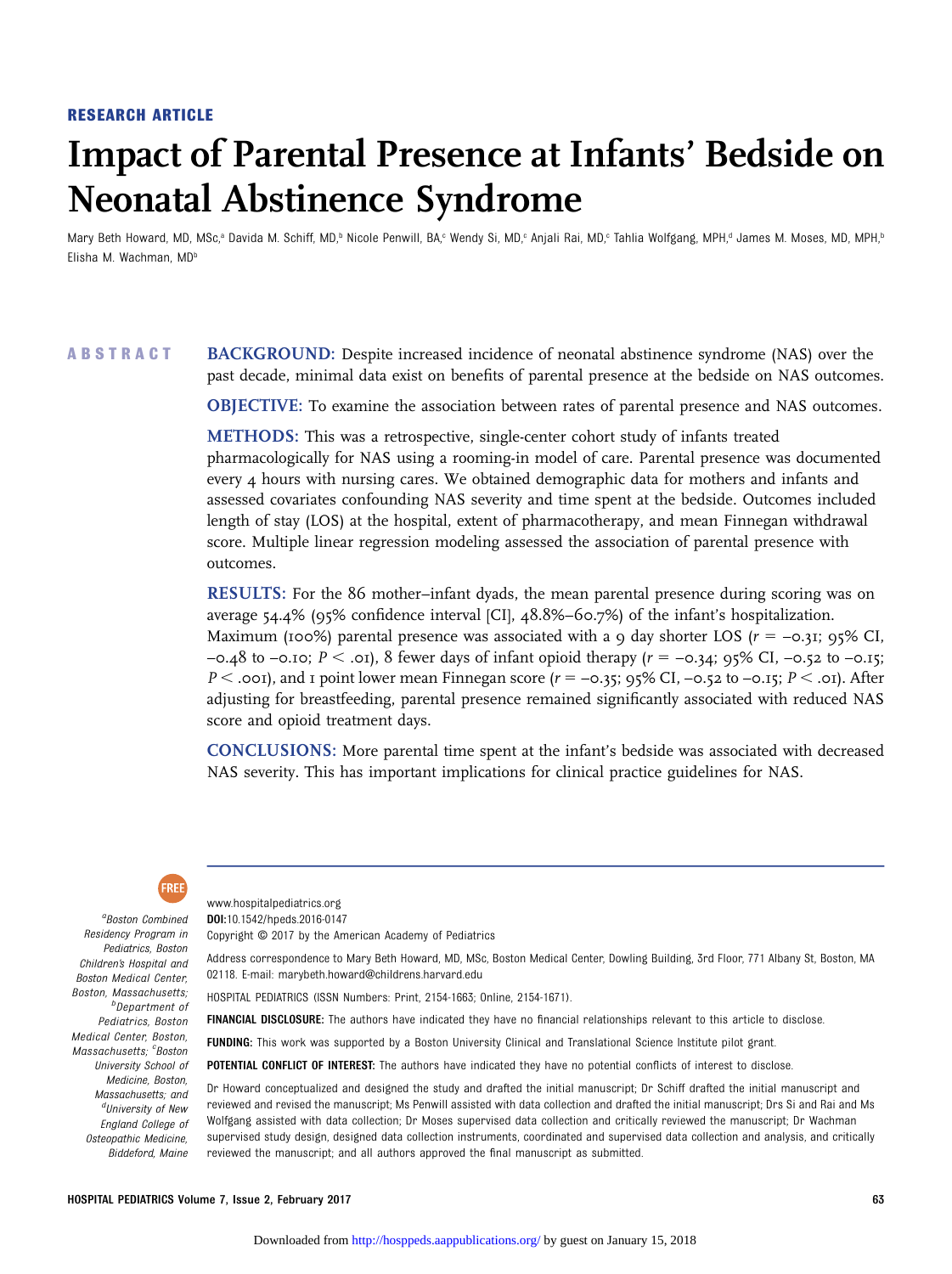RESEARCH ARTICLE

# Impact of Parental Presence at Infants' Bedside on Neonatal Abstinence Syndrome

Mary Beth Howard, MD, MSc,[a] Davida M. Schiff, MD,[b] Nicole Penwill, BA,[c] Wendy Si, MD,[c] Anjali Rai, MD,[c] Tahlia Wolfgang, MPH,[d] James M. Moses, MD, MPH,[b] Elisha M. Wachman, MD[b]

## ABSTRACT

**BACKGROUND:** Despite increased incidence of neonatal abstinence syndrome (NAS) over the past decade, minimal data exist on benefits of parental presence at the bedside on NAS outcomes.

**OBJECTIVE:** To examine the association between rates of parental presence and NAS outcomes.

**METHODS:** This was a retrospective, single-center cohort study of infants treated pharmacologically for NAS using a rooming-in model of care. Parental presence was documented every 4 hours with nursing cares. We obtained demographic data for mothers and infants and assessed covariates confounding NAS severity and time spent at the bedside. Outcomes included length of stay (LOS) at the hospital, extent of pharmacotherapy, and mean Finnegan withdrawal score. Multiple linear regression modeling assessed the association of parental presence with outcomes.

**RESULTS:** For the 86 mother–infant dyads, the mean parental presence during scoring was on average 54.4% (95% confidence interval [CI], 48.8%–60.7%) of the infant's hospitalization. Maximum (100%) parental presence was associated with a 9 day shorter LOS ($r = -0.31$; 95% CI, $-0.48$ to $-0.10$; $P < .01$), 8 fewer days of infant opioid therapy ($r = -0.34$; 95% CI, $-0.52$ to $-0.15$; $P < .001$), and 1 point lower mean Finnegan score ($r = -0.35$; 95% CI, $-0.52$ to $-0.15$; $P < .01$). After adjusting for breastfeeding, parental presence remained significantly associated with reduced NAS score and opioid treatment days.

**CONCLUSIONS:** More parental time spent at the infant's bedside was associated with decreased NAS severity. This has important implications for clinical practice guidelines for NAS.

---

[a]Boston Combined Residency Program in Pediatrics, Boston Children's Hospital and Boston Medical Center, Boston, Massachusetts; [b]Department of Pediatrics, Boston Medical Center, Boston, Massachusetts; [c]Boston University School of Medicine, Boston, Massachusetts; and [d]University of New England College of Osteopathic Medicine, Biddeford, Maine

www.hospitalpediatrics.org
**DOI:**10.1542/hpeds.2016-0147
Copyright © 2017 by the American Academy of Pediatrics

Address correspondence to Mary Beth Howard, MD, MSc, Boston Medical Center, Dowling Building, 3rd Floor, 771 Albany St, Boston, MA 02118. E-mail: marybeth.howard@childrens.harvard.edu

HOSPITAL PEDIATRICS (ISSN Numbers: Print, 2154-1663; Online, 2154-1671).

**FINANCIAL DISCLOSURE:** The authors have indicated they have no financial relationships relevant to this article to disclose.

**FUNDING:** This work was supported by a Boston University Clinical and Translational Science Institute pilot grant.

**POTENTIAL CONFLICT OF INTEREST:** The authors have indicated they have no potential conflicts of interest to disclose.

Dr Howard conceptualized and designed the study and drafted the initial manuscript; Dr Schiff drafted the initial manuscript and reviewed and revised the manuscript; Ms Penwill assisted with data collection and drafted the initial manuscript; Drs Si and Rai and Ms Wolfgang assisted with data collection; Dr Moses supervised data collection and critically reviewed the manuscript; Dr Wachman supervised study design, designed data collection instruments, coordinated and supervised data collection and analysis, and critically reviewed the manuscript; and all authors approved the final manuscript as submitted.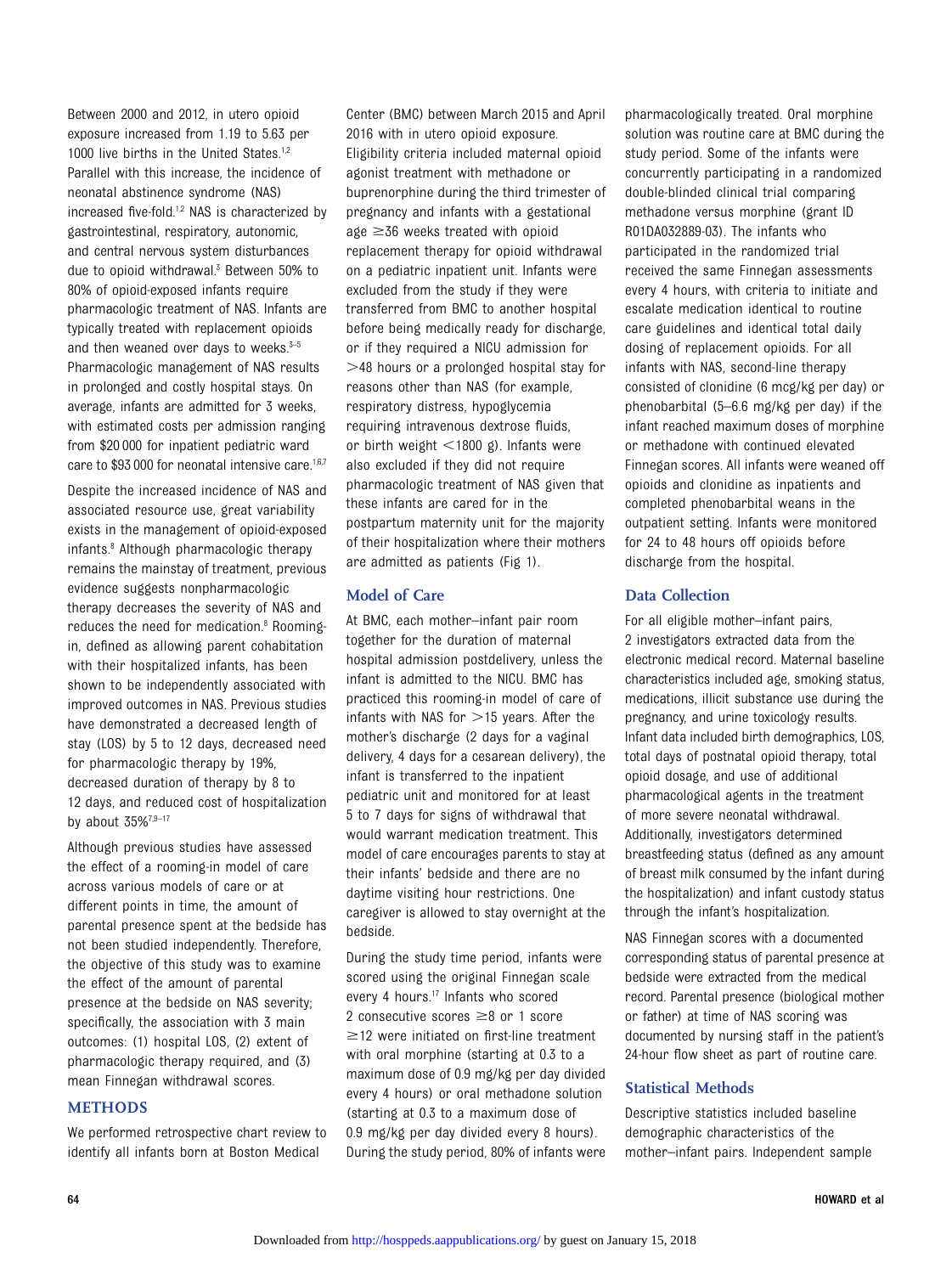Between 2000 and 2012, in utero opioid exposure increased from 1.19 to 5.63 per 1000 live births in the United States.[1,2] Parallel with this increase, the incidence of neonatal abstinence syndrome (NAS) increased five-fold.[1,2] NAS is characterized by gastrointestinal, respiratory, autonomic, and central nervous system disturbances due to opioid withdrawal.[3] Between 50% to 80% of opioid-exposed infants require pharmacologic treatment of NAS. Infants are typically treated with replacement opioids and then weaned over days to weeks.[3–5] Pharmacologic management of NAS results in prolonged and costly hospital stays. On average, infants are admitted for 3 weeks, with estimated costs per admission ranging from $20 000 for inpatient pediatric ward care to $93 000 for neonatal intensive care.[1,6,7]

Despite the increased incidence of NAS and associated resource use, great variability exists in the management of opioid-exposed infants.[8] Although pharmacologic therapy remains the mainstay of treatment, previous evidence suggests nonpharmacologic therapy decreases the severity of NAS and reduces the need for medication.[8] Rooming-in, defined as allowing parent cohabitation with their hospitalized infants, has been shown to be independently associated with improved outcomes in NAS. Previous studies have demonstrated a decreased length of stay (LOS) by 5 to 12 days, decreased need for pharmacologic therapy by 19%, decreased duration of therapy by 8 to 12 days, and reduced cost of hospitalization by about 35%[7,9–17]

Although previous studies have assessed the effect of a rooming-in model of care across various models of care or at different points in time, the amount of parental presence spent at the bedside has not been studied independently. Therefore, the objective of this study was to examine the effect of the amount of parental presence at the bedside on NAS severity; specifically, the association with 3 main outcomes: (1) hospital LOS, (2) extent of pharmacologic therapy required, and (3) mean Finnegan withdrawal scores.

## METHODS

We performed retrospective chart review to identify all infants born at Boston Medical Center (BMC) between March 2015 and April 2016 with in utero opioid exposure. Eligibility criteria included maternal opioid agonist treatment with methadone or buprenorphine during the third trimester of pregnancy and infants with a gestational age ≥36 weeks treated with opioid replacement therapy for opioid withdrawal on a pediatric inpatient unit. Infants were excluded from the study if they were transferred from BMC to another hospital before being medically ready for discharge, or if they required a NICU admission for >48 hours or a prolonged hospital stay for reasons other than NAS (for example, respiratory distress, hypoglycemia requiring intravenous dextrose fluids, or birth weight <1800 g). Infants were also excluded if they did not require pharmacologic treatment of NAS given that these infants are cared for in the postpartum maternity unit for the majority of their hospitalization where their mothers are admitted as patients (Fig 1).

### Model of Care

At BMC, each mother–infant pair room together for the duration of maternal hospital admission postdelivery, unless the infant is admitted to the NICU. BMC has practiced this rooming-in model of care of infants with NAS for >15 years. After the mother's discharge (2 days for a vaginal delivery, 4 days for a cesarean delivery), the infant is transferred to the inpatient pediatric unit and monitored for at least 5 to 7 days for signs of withdrawal that would warrant medication treatment. This model of care encourages parents to stay at their infants' bedside and there are no daytime visiting hour restrictions. One caregiver is allowed to stay overnight at the bedside.

During the study time period, infants were scored using the original Finnegan scale every 4 hours.[17] Infants who scored 2 consecutive scores ≥8 or 1 score ≥12 were initiated on first-line treatment with oral morphine (starting at 0.3 to a maximum dose of 0.9 mg/kg per day divided every 4 hours) or oral methadone solution (starting at 0.3 to a maximum dose of 0.9 mg/kg per day divided every 8 hours). During the study period, 80% of infants were pharmacologically treated. Oral morphine solution was routine care at BMC during the study period. Some of the infants were concurrently participating in a randomized double-blinded clinical trial comparing methadone versus morphine (grant ID R01DA032889-03). The infants who participated in the randomized trial received the same Finnegan assessments every 4 hours, with criteria to initiate and escalate medication identical to routine care guidelines and identical total daily dosing of replacement opioids. For all infants with NAS, second-line therapy consisted of clonidine (6 mcg/kg per day) or phenobarbital (5–6.6 mg/kg per day) if the infant reached maximum doses of morphine or methadone with continued elevated Finnegan scores. All infants were weaned off opioids and clonidine as inpatients and completed phenobarbital weans in the outpatient setting. Infants were monitored for 24 to 48 hours off opioids before discharge from the hospital.

### Data Collection

For all eligible mother–infant pairs, 2 investigators extracted data from the electronic medical record. Maternal baseline characteristics included age, smoking status, medications, illicit substance use during the pregnancy, and urine toxicology results. Infant data included birth demographics, LOS, total days of postnatal opioid therapy, total opioid dosage, and use of additional pharmacological agents in the treatment of more severe neonatal withdrawal. Additionally, investigators determined breastfeeding status (defined as any amount of breast milk consumed by the infant during the hospitalization) and infant custody status through the infant's hospitalization.

NAS Finnegan scores with a documented corresponding status of parental presence at bedside were extracted from the medical record. Parental presence (biological mother or father) at time of NAS scoring was documented by nursing staff in the patient's 24-hour flow sheet as part of routine care.

### Statistical Methods

Descriptive statistics included baseline demographic characteristics of the mother–infant pairs. Independent sample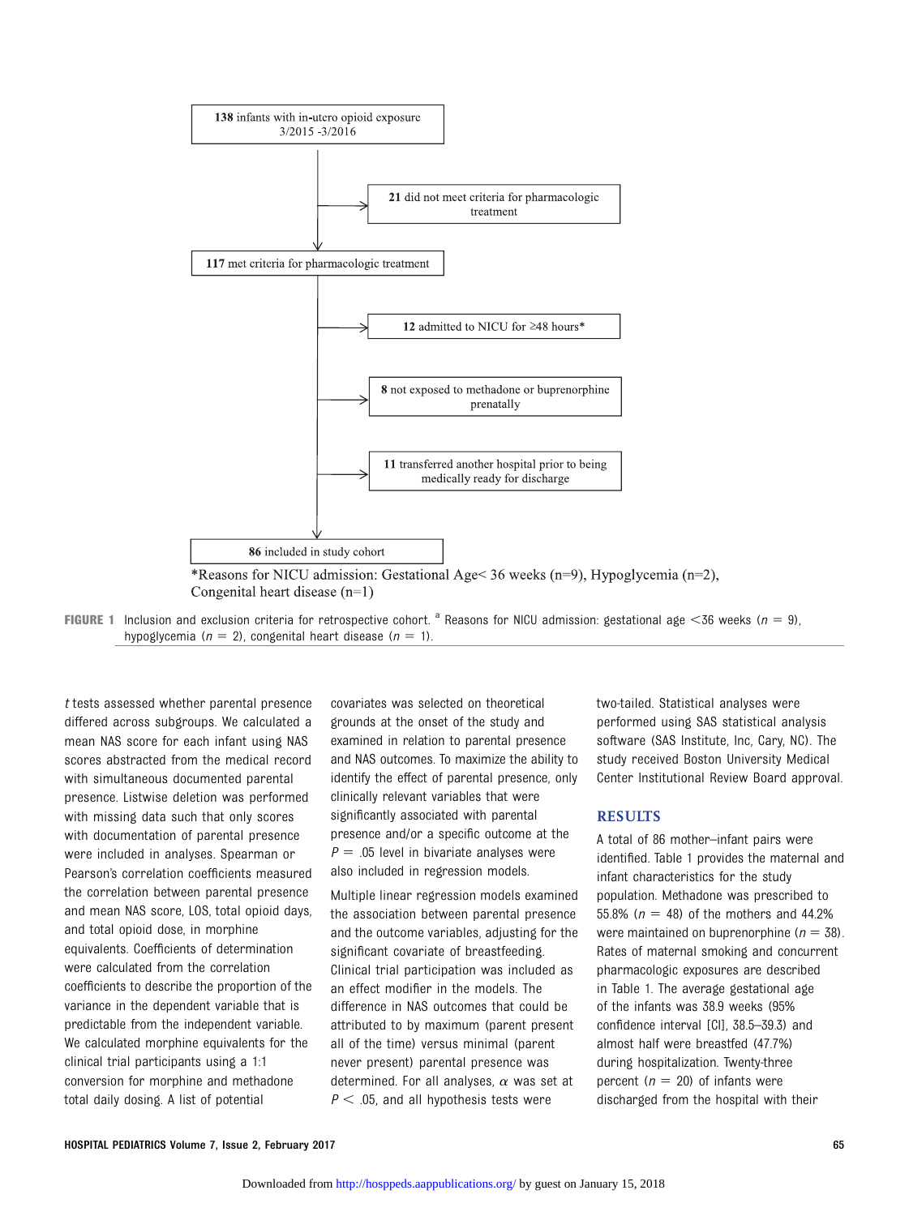**138** infants with in-utero opioid exposure 3/2015 -3/2016

**21** did not meet criteria for pharmacologic treatment

**117** met criteria for pharmacologic treatment

**12** admitted to NICU for ≥48 hours*

**8** not exposed to methadone or buprenorphine prenatally

**11** transferred another hospital prior to being medically ready for discharge

**86** included in study cohort

*Reasons for NICU admission: Gestational Age< 36 weeks (n=9), Hypoglycemia (n=2), Congenital heart disease (n=1)

**FIGURE 1** Inclusion and exclusion criteria for retrospective cohort. [a] Reasons for NICU admission: gestational age <36 weeks ($n$ = 9), hypoglycemia ($n$ = 2), congenital heart disease ($n$ = 1).

*t* tests assessed whether parental presence differed across subgroups. We calculated a mean NAS score for each infant using NAS scores abstracted from the medical record with simultaneous documented parental presence. Listwise deletion was performed with missing data such that only scores with documentation of parental presence were included in analyses. Spearman or Pearson's correlation coefficients measured the correlation between parental presence and mean NAS score, LOS, total opioid days, and total opioid dose, in morphine equivalents. Coefficients of determination were calculated from the correlation coefficients to describe the proportion of the variance in the dependent variable that is predictable from the independent variable. We calculated morphine equivalents for the clinical trial participants using a 1:1 conversion for morphine and methadone total daily dosing. A list of potential covariates was selected on theoretical grounds at the onset of the study and examined in relation to parental presence and NAS outcomes. To maximize the ability to identify the effect of parental presence, only clinically relevant variables that were significantly associated with parental presence and/or a specific outcome at the $P$ = .05 level in bivariate analyses were also included in regression models.

Multiple linear regression models examined the association between parental presence and the outcome variables, adjusting for the significant covariate of breastfeeding. Clinical trial participation was included as an effect modifier in the models. The difference in NAS outcomes that could be attributed to by maximum (parent present all of the time) versus minimal (parent never present) parental presence was determined. For all analyses, $\alpha$ was set at $P < .05$, and all hypothesis tests were two-tailed. Statistical analyses were performed using SAS statistical analysis software (SAS Institute, Inc, Cary, NC). The study received Boston University Medical Center Institutional Review Board approval.

## RESULTS

A total of 86 mother–infant pairs were identified. Table 1 provides the maternal and infant characteristics for the study population. Methadone was prescribed to 55.8% ($n$ = 48) of the mothers and 44.2% were maintained on buprenorphine ($n$ = 38). Rates of maternal smoking and concurrent pharmacologic exposures are described in Table 1. The average gestational age of the infants was 38.9 weeks (95% confidence interval [CI], 38.5–39.3) and almost half were breastfed (47.7%) during hospitalization. Twenty-three percent ($n$ = 20) of infants were discharged from the hospital with their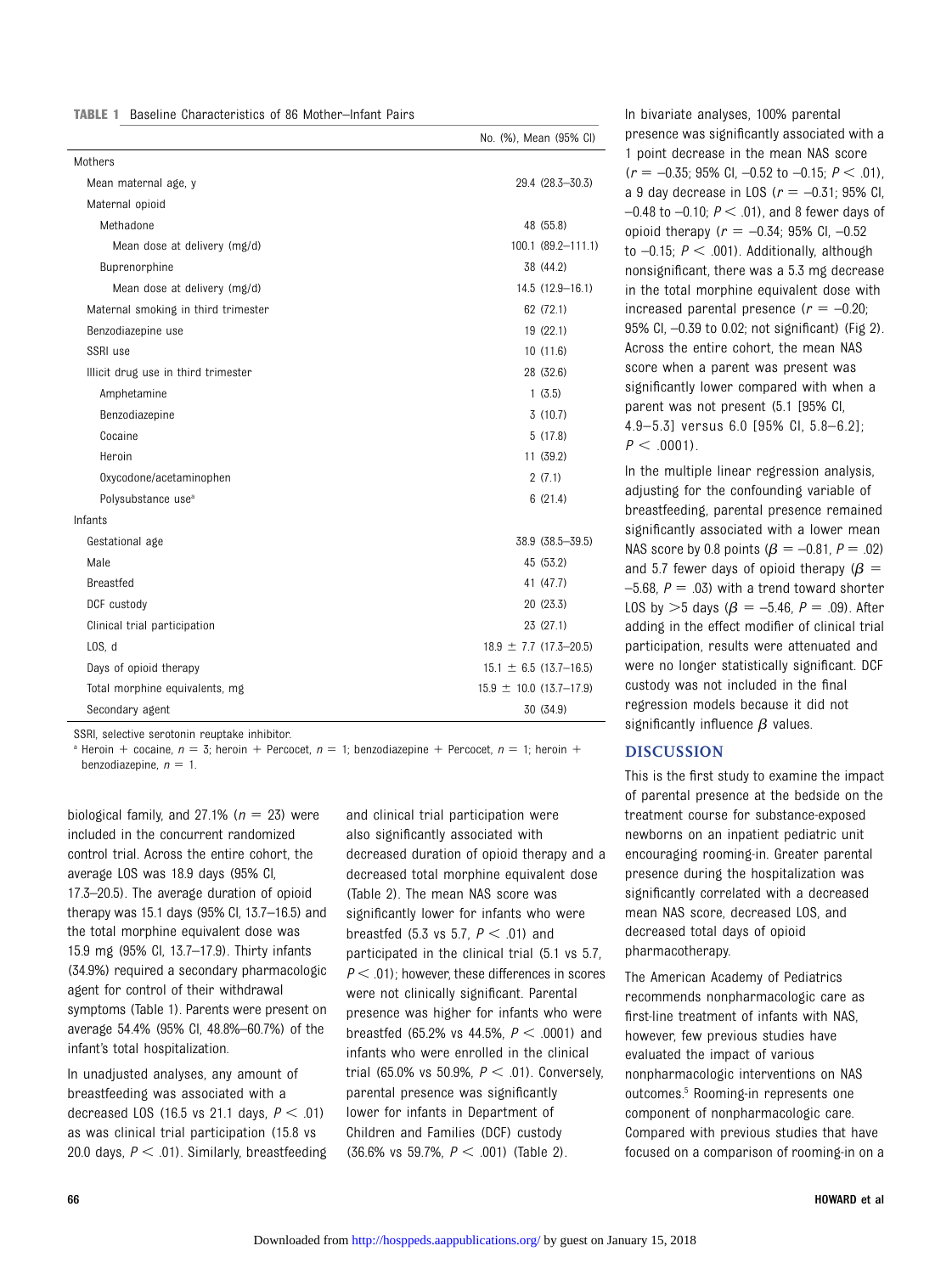**TABLE 1** Baseline Characteristics of 86 Mother–Infant Pairs

| | No. (%), Mean (95% CI) |
|---|---|
| Mothers | |
| Mean maternal age, y | 29.4 (28.3–30.3) |
| Maternal opioid | |
| Methadone | 48 (55.8) |
| Mean dose at delivery (mg/d) | 100.1 (89.2–111.1) |
| Buprenorphine | 38 (44.2) |
| Mean dose at delivery (mg/d) | 14.5 (12.9–16.1) |
| Maternal smoking in third trimester | 62 (72.1) |
| Benzodiazepine use | 19 (22.1) |
| SSRI use | 10 (11.6) |
| Illicit drug use in third trimester | 28 (32.6) |
| Amphetamine | 1 (3.5) |
| Benzodiazepine | 3 (10.7) |
| Cocaine | 5 (17.8) |
| Heroin | 11 (39.2) |
| Oxycodone/acetaminophen | 2 (7.1) |
| Polysubstance use[a] | 6 (21.4) |
| Infants | |
| Gestational age | 38.9 (38.5–39.5) |
| Male | 45 (53.2) |
| Breastfed | 41 (47.7) |
| DCF custody | 20 (23.3) |
| Clinical trial participation | 23 (27.1) |
| LOS, d | 18.9 ± 7.7 (17.3–20.5) |
| Days of opioid therapy | 15.1 ± 6.5 (13.7–16.5) |
| Total morphine equivalents, mg | 15.9 ± 10.0 (13.7–17.9) |
| Secondary agent | 30 (34.9) |

SSRI, selective serotonin reuptake inhibitor.
[a] Heroin + cocaine, n = 3; heroin + Percocet, n = 1; benzodiazepine + Percocet, n = 1; heroin + benzodiazepine, n = 1.

biological family, and 27.1% (n = 23) were included in the concurrent randomized control trial. Across the entire cohort, the average LOS was 18.9 days (95% CI, 17.3–20.5). The average duration of opioid therapy was 15.1 days (95% CI, 13.7–16.5) and the total morphine equivalent dose was 15.9 mg (95% CI, 13.7–17.9). Thirty infants (34.9%) required a secondary pharmacologic agent for control of their withdrawal symptoms (Table 1). Parents were present on average 54.4% (95% CI, 48.8%–60.7%) of the infant's total hospitalization.

In unadjusted analyses, any amount of breastfeeding was associated with a decreased LOS (16.5 vs 21.1 days, $P < .01$) as was clinical trial participation (15.8 vs 20.0 days, $P < .01$). Similarly, breastfeeding and clinical trial participation were also significantly associated with decreased duration of opioid therapy and a decreased total morphine equivalent dose (Table 2). The mean NAS score was significantly lower for infants who were breastfed (5.3 vs 5.7, $P < .01$) and participated in the clinical trial (5.1 vs 5.7, $P < .01$); however, these differences in scores were not clinically significant. Parental presence was higher for infants who were breastfed (65.2% vs 44.5%, $P < .0001$) and infants who were enrolled in the clinical trial (65.0% vs 50.9%, $P < .01$). Conversely, parental presence was significantly lower for infants in Department of Children and Families (DCF) custody (36.6% vs 59.7%, $P < .001$) (Table 2).

In bivariate analyses, 100% parental presence was significantly associated with a 1 point decrease in the mean NAS score ($r = -0.35$; 95% CI, –0.52 to –0.15; $P < .01$), a 9 day decrease in LOS ($r = -0.31$; 95% CI, –0.48 to –0.10; $P < .01$), and 8 fewer days of opioid therapy ($r = -0.34$; 95% CI, –0.52 to –0.15; $P < .001$). Additionally, although nonsignificant, there was a 5.3 mg decrease in the total morphine equivalent dose with increased parental presence ($r = -0.20$; 95% CI, –0.39 to 0.02; not significant) (Fig 2). Across the entire cohort, the mean NAS score when a parent was present was significantly lower compared with when a parent was not present (5.1 [95% CI, 4.9–5.3] versus 6.0 [95% CI, 5.8–6.2]; $P < .0001$).

In the multiple linear regression analysis, adjusting for the confounding variable of breastfeeding, parental presence remained significantly associated with a lower mean NAS score by 0.8 points ($\beta = -0.81$, $P = .02$) and 5.7 fewer days of opioid therapy ($\beta = -5.68$, $P = .03$) with a trend toward shorter LOS by >5 days ($\beta = -5.46$, $P = .09$). After adding in the effect modifier of clinical trial participation, results were attenuated and were no longer statistically significant. DCF custody was not included in the final regression models because it did not significantly influence $\beta$ values.

## DISCUSSION

This is the first study to examine the impact of parental presence at the bedside on the treatment course for substance-exposed newborns on an inpatient pediatric unit encouraging rooming-in. Greater parental presence during the hospitalization was significantly correlated with a decreased mean NAS score, decreased LOS, and decreased total days of opioid pharmacotherapy.

The American Academy of Pediatrics recommends nonpharmacologic care as first-line treatment of infants with NAS, however, few previous studies have evaluated the impact of various nonpharmacologic interventions on NAS outcomes.[5] Rooming-in represents one component of nonpharmacologic care. Compared with previous studies that have focused on a comparison of rooming-in on a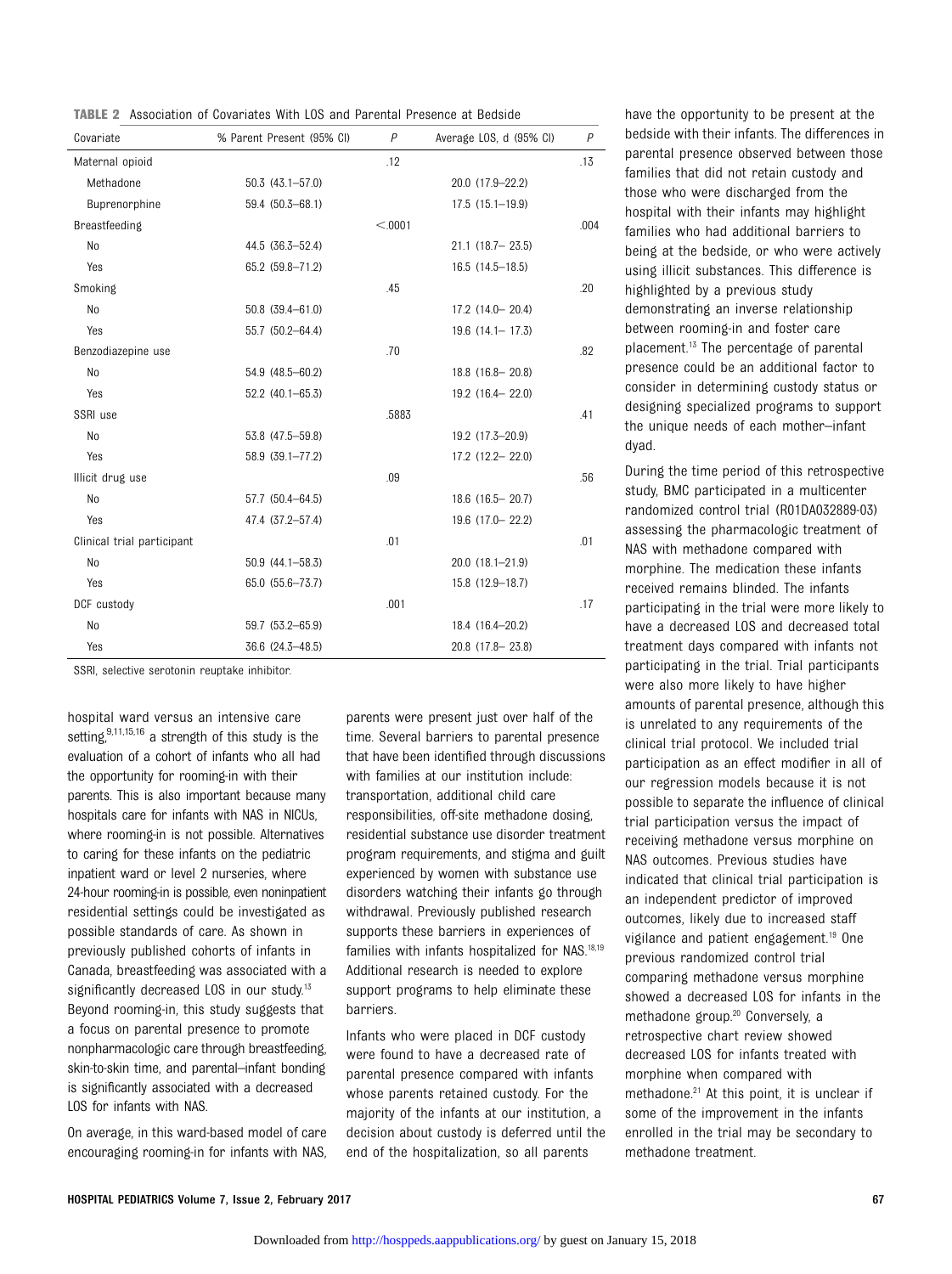**TABLE 2** Association of Covariates With LOS and Parental Presence at Bedside

| Covariate | % Parent Present (95% CI) | P | Average LOS, d (95% CI) | P |
|---|---|---|---|---|
| Maternal opioid | | .12 | | .13 |
| Methadone | 50.3 (43.1–57.0) | | 20.0 (17.9–22.2) | |
| Buprenorphine | 59.4 (50.3–68.1) | | 17.5 (15.1–19.9) | |
| Breastfeeding | | <.0001 | | .004 |
| No | 44.5 (36.3–52.4) | | 21.1 (18.7– 23.5) | |
| Yes | 65.2 (59.8–71.2) | | 16.5 (14.5–18.5) | |
| Smoking | | .45 | | .20 |
| No | 50.8 (39.4–61.0) | | 17.2 (14.0– 20.4) | |
| Yes | 55.7 (50.2–64.4) | | 19.6 (14.1– 17.3) | |
| Benzodiazepine use | | .70 | | .82 |
| No | 54.9 (48.5–60.2) | | 18.8 (16.8– 20.8) | |
| Yes | 52.2 (40.1–65.3) | | 19.2 (16.4– 22.0) | |
| SSRI use | | .5883 | | .41 |
| No | 53.8 (47.5–59.8) | | 19.2 (17.3–20.9) | |
| Yes | 58.9 (39.1–77.2) | | 17.2 (12.2– 22.0) | |
| Illicit drug use | | .09 | | .56 |
| No | 57.7 (50.4–64.5) | | 18.6 (16.5– 20.7) | |
| Yes | 47.4 (37.2–57.4) | | 19.6 (17.0– 22.2) | |
| Clinical trial participant | | .01 | | .01 |
| No | 50.9 (44.1–58.3) | | 20.0 (18.1–21.9) | |
| Yes | 65.0 (55.6–73.7) | | 15.8 (12.9–18.7) | |
| DCF custody | | .001 | | .17 |
| No | 59.7 (53.2–65.9) | | 18.4 (16.4–20.2) | |
| Yes | 36.6 (24.3–48.5) | | 20.8 (17.8– 23.8) | |

SSRI, selective serotonin reuptake inhibitor.

hospital ward versus an intensive care setting,[9,11,15,16] a strength of this study is the evaluation of a cohort of infants who all had the opportunity for rooming-in with their parents. This is also important because many hospitals care for infants with NAS in NICUs, where rooming-in is not possible. Alternatives to caring for these infants on the pediatric inpatient ward or level 2 nurseries, where 24-hour rooming-in is possible, even noninpatient residential settings could be investigated as possible standards of care. As shown in previously published cohorts of infants in Canada, breastfeeding was associated with a significantly decreased LOS in our study.[13] Beyond rooming-in, this study suggests that a focus on parental presence to promote nonpharmacologic care through breastfeeding, skin-to-skin time, and parental–infant bonding is significantly associated with a decreased LOS for infants with NAS.

On average, in this ward-based model of care encouraging rooming-in for infants with NAS, parents were present just over half of the time. Several barriers to parental presence that have been identified through discussions with families at our institution include: transportation, additional child care responsibilities, off-site methadone dosing, residential substance use disorder treatment program requirements, and stigma and guilt experienced by women with substance use disorders watching their infants go through withdrawal. Previously published research supports these barriers in experiences of families with infants hospitalized for NAS.[18,19] Additional research is needed to explore support programs to help eliminate these barriers.

Infants who were placed in DCF custody were found to have a decreased rate of parental presence compared with infants whose parents retained custody. For the majority of the infants at our institution, a decision about custody is deferred until the end of the hospitalization, so all parents have the opportunity to be present at the bedside with their infants. The differences in parental presence observed between those families that did not retain custody and those who were discharged from the hospital with their infants may highlight families who had additional barriers to being at the bedside, or who were actively using illicit substances. This difference is highlighted by a previous study demonstrating an inverse relationship between rooming-in and foster care placement.[13] The percentage of parental presence could be an additional factor to consider in determining custody status or designing specialized programs to support the unique needs of each mother–infant dyad.

During the time period of this retrospective study, BMC participated in a multicenter randomized control trial (R01DA032889-03) assessing the pharmacologic treatment of NAS with methadone compared with morphine. The medication these infants received remains blinded. The infants participating in the trial were more likely to have a decreased LOS and decreased total treatment days compared with infants not participating in the trial. Trial participants were also more likely to have higher amounts of parental presence, although this is unrelated to any requirements of the clinical trial protocol. We included trial participation as an effect modifier in all of our regression models because it is not possible to separate the influence of clinical trial participation versus the impact of receiving methadone versus morphine on NAS outcomes. Previous studies have indicated that clinical trial participation is an independent predictor of improved outcomes, likely due to increased staff vigilance and patient engagement.[19] One previous randomized control trial comparing methadone versus morphine showed a decreased LOS for infants in the methadone group.[20] Conversely, a retrospective chart review showed decreased LOS for infants treated with morphine when compared with methadone.[21] At this point, it is unclear if some of the improvement in the infants enrolled in the trial may be secondary to methadone treatment.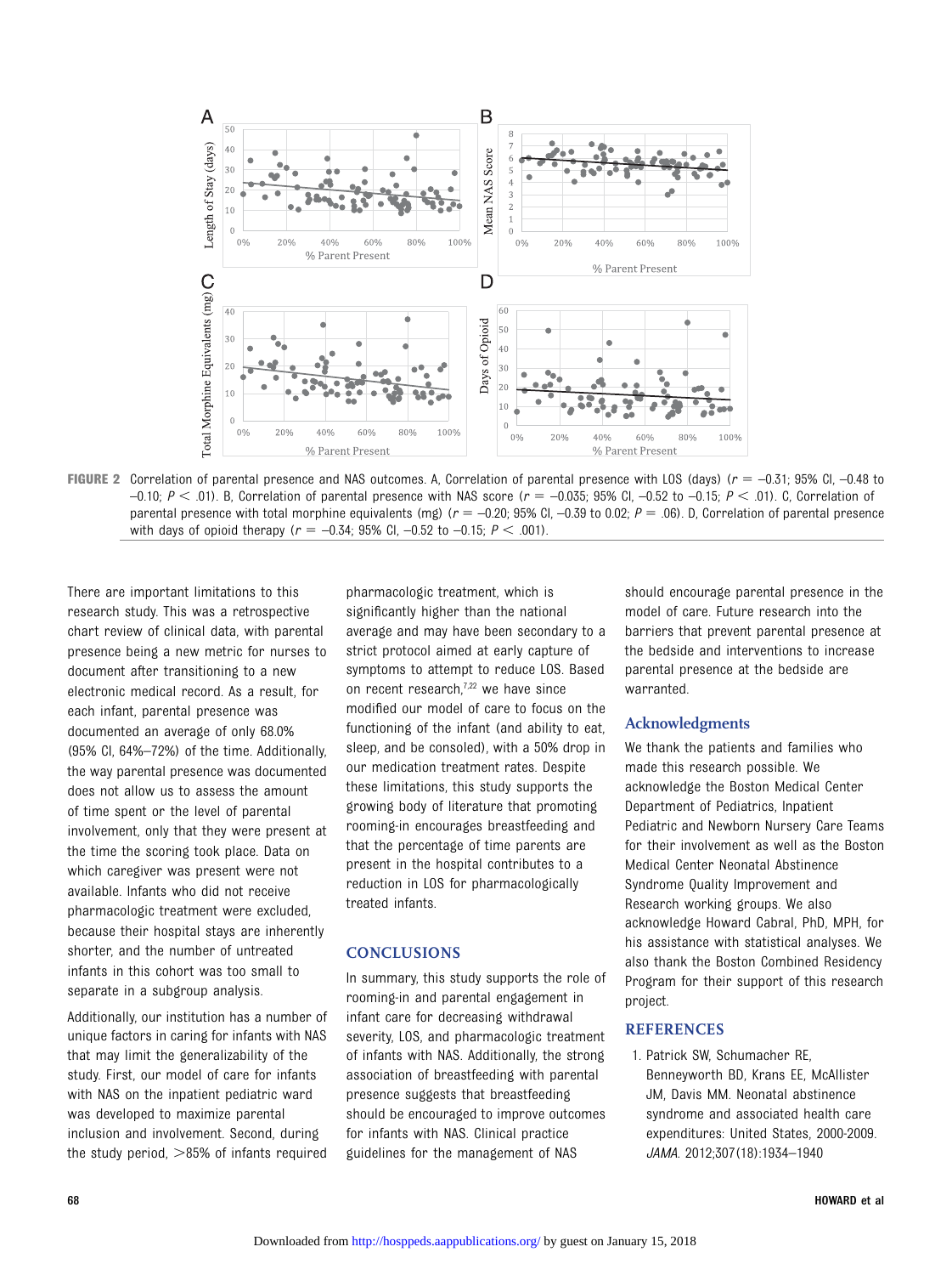FIGURE 2 Correlation of parental presence and NAS outcomes. A, Correlation of parental presence with LOS (days) ($r = -0.31$; 95% CI, –0.48 to –0.10; $P < .01$). B, Correlation of parental presence with NAS score ($r = -0.035$; 95% CI, –0.52 to –0.15; $P < .01$). C, Correlation of parental presence with total morphine equivalents (mg) ($r = -0.20$; 95% CI, –0.39 to 0.02; $P = .06$). D, Correlation of parental presence with days of opioid therapy ($r = -0.34$; 95% CI, –0.52 to –0.15; $P < .001$).

There are important limitations to this research study. This was a retrospective chart review of clinical data, with parental presence being a new metric for nurses to document after transitioning to a new electronic medical record. As a result, for each infant, parental presence was documented an average of only 68.0% (95% CI, 64%–72%) of the time. Additionally, the way parental presence was documented does not allow us to assess the amount of time spent or the level of parental involvement, only that they were present at the time the scoring took place. Data on which caregiver was present were not available. Infants who did not receive pharmacologic treatment were excluded, because their hospital stays are inherently shorter, and the number of untreated infants in this cohort was too small to separate in a subgroup analysis.

Additionally, our institution has a number of unique factors in caring for infants with NAS that may limit the generalizability of the study. First, our model of care for infants with NAS on the inpatient pediatric ward was developed to maximize parental inclusion and involvement. Second, during the study period, >85% of infants required pharmacologic treatment, which is significantly higher than the national average and may have been secondary to a strict protocol aimed at early capture of symptoms to attempt to reduce LOS. Based on recent research,[7,22] we have since modified our model of care to focus on the functioning of the infant (and ability to eat, sleep, and be consoled), with a 50% drop in our medication treatment rates. Despite these limitations, this study supports the growing body of literature that promoting rooming-in encourages breastfeeding and that the percentage of time parents are present in the hospital contributes to a reduction in LOS for pharmacologically treated infants.

## CONCLUSIONS

In summary, this study supports the role of rooming-in and parental engagement in infant care for decreasing withdrawal severity, LOS, and pharmacologic treatment of infants with NAS. Additionally, the strong association of breastfeeding with parental presence suggests that breastfeeding should be encouraged to improve outcomes for infants with NAS. Clinical practice guidelines for the management of NAS should encourage parental presence in the model of care. Future research into the barriers that prevent parental presence at the bedside and interventions to increase parental presence at the bedside are warranted.

## Acknowledgments

We thank the patients and families who made this research possible. We acknowledge the Boston Medical Center Department of Pediatrics, Inpatient Pediatric and Newborn Nursery Care Teams for their involvement as well as the Boston Medical Center Neonatal Abstinence Syndrome Quality Improvement and Research working groups. We also acknowledge Howard Cabral, PhD, MPH, for his assistance with statistical analyses. We also thank the Boston Combined Residency Program for their support of this research project.

## REFERENCES

1. Patrick SW, Schumacher RE, Benneyworth BD, Krans EE, McAllister JM, Davis MM. Neonatal abstinence syndrome and associated health care expenditures: United States, 2000-2009. *JAMA*. 2012;307(18):1934–1940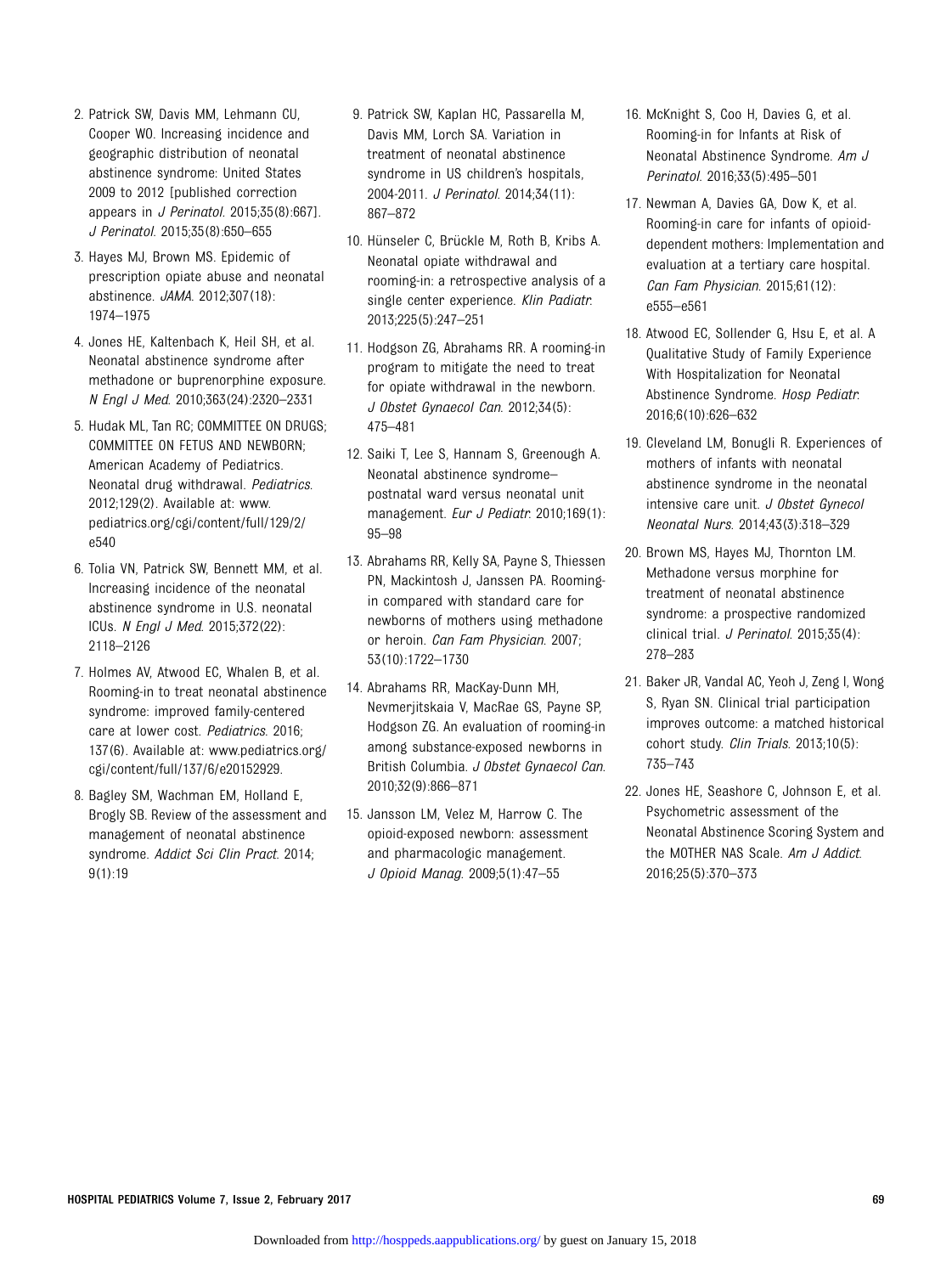2. Patrick SW, Davis MM, Lehmann CU, Cooper WO. Increasing incidence and geographic distribution of neonatal abstinence syndrome: United States 2009 to 2012 [published correction appears in *J Perinatol*. 2015;35(8):667]. *J Perinatol*. 2015;35(8):650–655
3. Hayes MJ, Brown MS. Epidemic of prescription opiate abuse and neonatal abstinence. *JAMA*. 2012;307(18): 1974–1975
4. Jones HE, Kaltenbach K, Heil SH, et al. Neonatal abstinence syndrome after methadone or buprenorphine exposure. *N Engl J Med*. 2010;363(24):2320–2331
5. Hudak ML, Tan RC; COMMITTEE ON DRUGS; COMMITTEE ON FETUS AND NEWBORN; American Academy of Pediatrics. Neonatal drug withdrawal. *Pediatrics*. 2012;129(2). Available at: www.pediatrics.org/cgi/content/full/129/2/e540
6. Tolia VN, Patrick SW, Bennett MM, et al. Increasing incidence of the neonatal abstinence syndrome in U.S. neonatal ICUs. *N Engl J Med*. 2015;372(22): 2118–2126
7. Holmes AV, Atwood EC, Whalen B, et al. Rooming-in to treat neonatal abstinence syndrome: improved family-centered care at lower cost. *Pediatrics*. 2016; 137(6). Available at: www.pediatrics.org/cgi/content/full/137/6/e20152929.
8. Bagley SM, Wachman EM, Holland E, Brogly SB. Review of the assessment and management of neonatal abstinence syndrome. *Addict Sci Clin Pract*. 2014; 9(1):19
9. Patrick SW, Kaplan HC, Passarella M, Davis MM, Lorch SA. Variation in treatment of neonatal abstinence syndrome in US children's hospitals, 2004-2011. *J Perinatol*. 2014;34(11): 867–872
10. Hünseler C, Brückle M, Roth B, Kribs A. Neonatal opiate withdrawal and rooming-in: a retrospective analysis of a single center experience. *Klin Padiatr*. 2013;225(5):247–251
11. Hodgson ZG, Abrahams RR. A rooming-in program to mitigate the need to treat for opiate withdrawal in the newborn. *J Obstet Gynaecol Can*. 2012;34(5): 475–481
12. Saiki T, Lee S, Hannam S, Greenough A. Neonatal abstinence syndrome—postnatal ward versus neonatal unit management. *Eur J Pediatr*. 2010;169(1): 95–98
13. Abrahams RR, Kelly SA, Payne S, Thiessen PN, Mackintosh J, Janssen PA. Rooming-in compared with standard care for newborns of mothers using methadone or heroin. *Can Fam Physician*. 2007; 53(10):1722–1730
14. Abrahams RR, MacKay-Dunn MH, Nevmerjitskaia V, MacRae GS, Payne SP, Hodgson ZG. An evaluation of rooming-in among substance-exposed newborns in British Columbia. *J Obstet Gynaecol Can*. 2010;32(9):866–871
15. Jansson LM, Velez M, Harrow C. The opioid-exposed newborn: assessment and pharmacologic management. *J Opioid Manag*. 2009;5(1):47–55
16. McKnight S, Coo H, Davies G, et al. Rooming-in for Infants at Risk of Neonatal Abstinence Syndrome. *Am J Perinatol*. 2016;33(5):495–501
17. Newman A, Davies GA, Dow K, et al. Rooming-in care for infants of opioid-dependent mothers: Implementation and evaluation at a tertiary care hospital. *Can Fam Physician*. 2015;61(12): e555–e561
18. Atwood EC, Sollender G, Hsu E, et al. A Qualitative Study of Family Experience With Hospitalization for Neonatal Abstinence Syndrome. *Hosp Pediatr*. 2016;6(10):626–632
19. Cleveland LM, Bonugli R. Experiences of mothers of infants with neonatal abstinence syndrome in the neonatal intensive care unit. *J Obstet Gynecol Neonatal Nurs*. 2014;43(3):318–329
20. Brown MS, Hayes MJ, Thornton LM. Methadone versus morphine for treatment of neonatal abstinence syndrome: a prospective randomized clinical trial. *J Perinatol*. 2015;35(4): 278–283
21. Baker JR, Vandal AC, Yeoh J, Zeng I, Wong S, Ryan SN. Clinical trial participation improves outcome: a matched historical cohort study. *Clin Trials*. 2013;10(5): 735–743
22. Jones HE, Seashore C, Johnson E, et al. Psychometric assessment of the Neonatal Abstinence Scoring System and the MOTHER NAS Scale. *Am J Addict*. 2016;25(5):370–373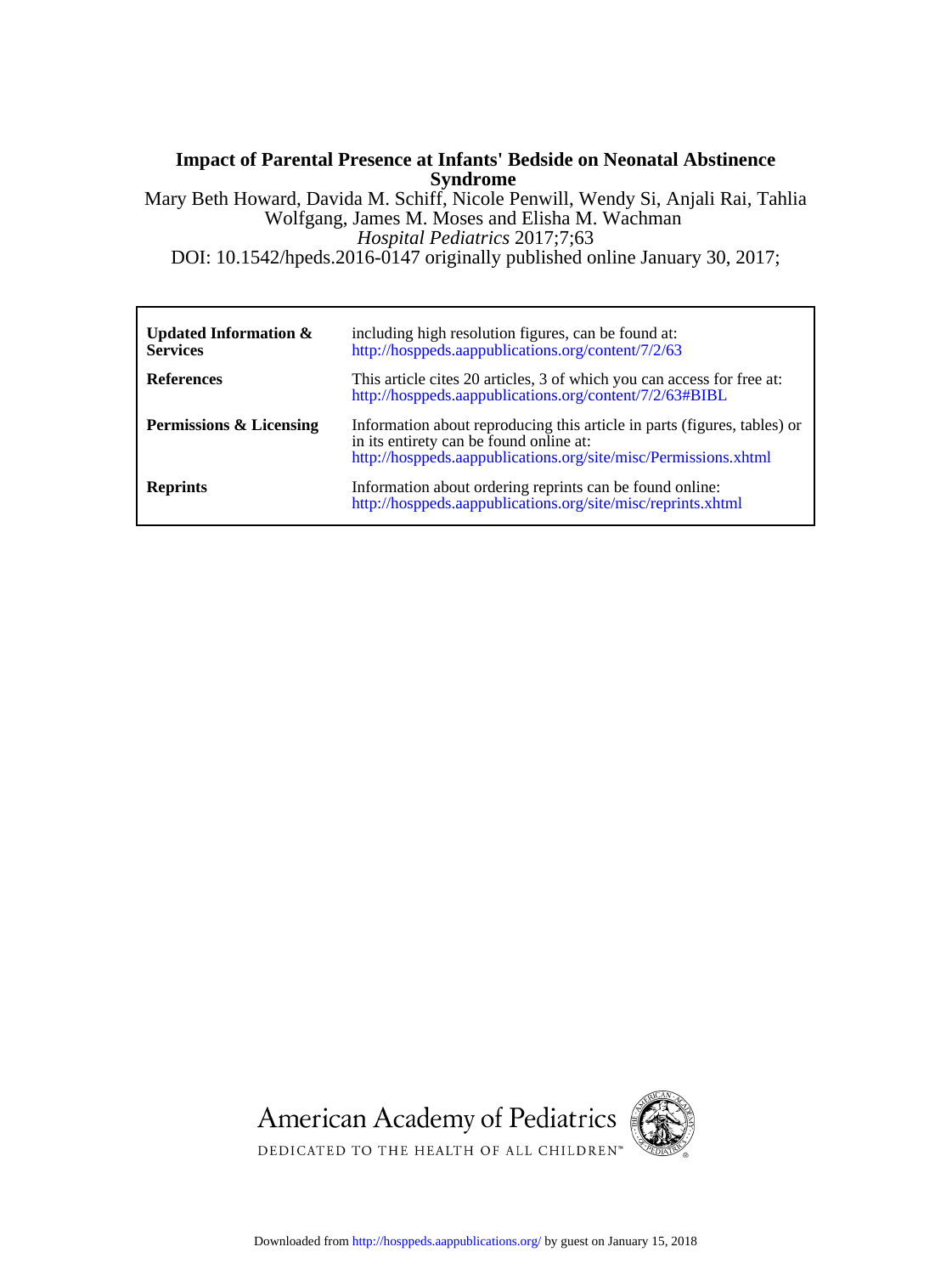# Impact of Parental Presence at Infants' Bedside on Neonatal Abstinence Syndrome

Mary Beth Howard, Davida M. Schiff, Nicole Penwill, Wendy Si, Anjali Rai, Tahlia Wolfgang, James M. Moses and Elisha M. Wachman

*Hospital Pediatrics* 2017;7;63

DOI: 10.1542/hpeds.2016-0147 originally published online January 30, 2017;

| | |
|---|---|
| **Updated Information & Services** | including high resolution figures, can be found at: http://hosppeds.aappublications.org/content/7/2/63 |
| **References** | This article cites 20 articles, 3 of which you can access for free at: http://hosppeds.aappublications.org/content/7/2/63#BIBL |
| **Permissions & Licensing** | Information about reproducing this article in parts (figures, tables) or in its entirety can be found online at: http://hosppeds.aappublications.org/site/misc/Permissions.xhtml |
| **Reprints** | Information about ordering reprints can be found online: http://hosppeds.aappublications.org/site/misc/reprints.xhtml |

American Academy of Pediatrics

DEDICATED TO THE HEALTH OF ALL CHILDREN™

Downloaded from http://hosppeds.aappublications.org/ by guest on January 15, 2018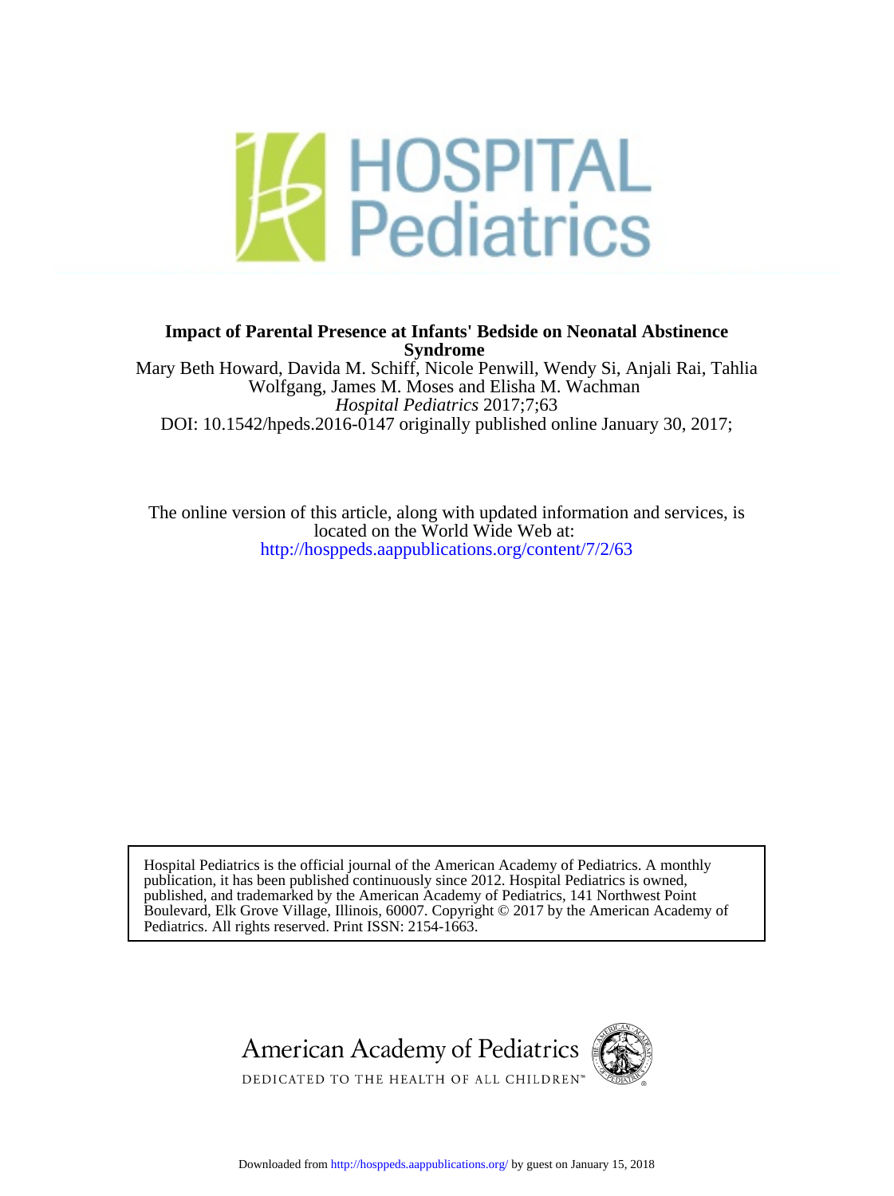**Impact of Parental Presence at Infants' Bedside on Neonatal Abstinence Syndrome**

Mary Beth Howard, Davida M. Schiff, Nicole Penwill, Wendy Si, Anjali Rai, Tahlia Wolfgang, James M. Moses and Elisha M. Wachman

*Hospital Pediatrics* 2017;7;63

DOI: 10.1542/hpeds.2016-0147 originally published online January 30, 2017;

The online version of this article, along with updated information and services, is located on the World Wide Web at:

http://hosppeds.aappublications.org/content/7/2/63

Hospital Pediatrics is the official journal of the American Academy of Pediatrics. A monthly publication, it has been published continuously since 2012. Hospital Pediatrics is owned, published, and trademarked by the American Academy of Pediatrics, 141 Northwest Point Boulevard, Elk Grove Village, Illinois, 60007. Copyright © 2017 by the American Academy of Pediatrics. All rights reserved. Print ISSN: 2154-1663.

American Academy of Pediatrics

DEDICATED TO THE HEALTH OF ALL CHILDREN™